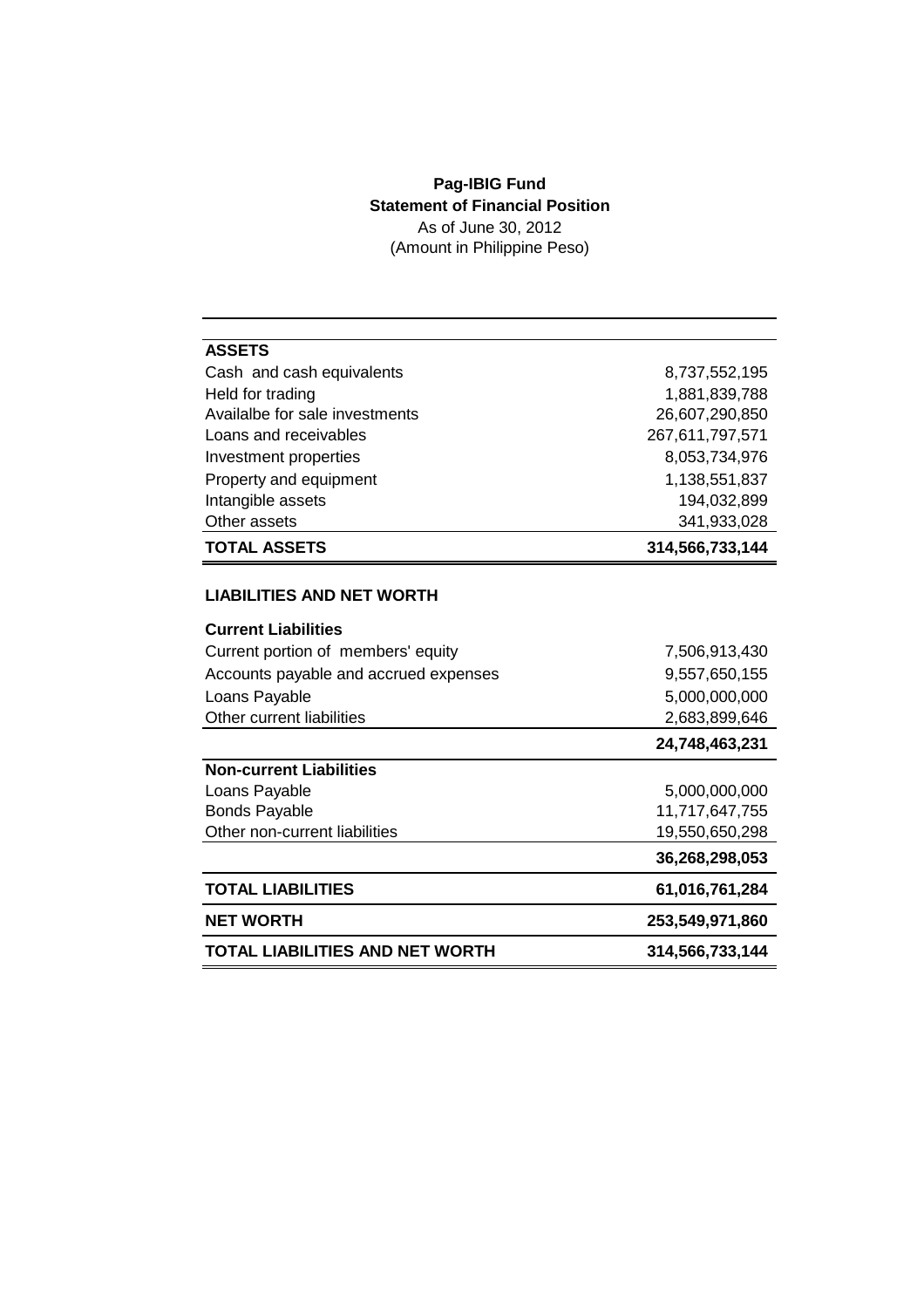**Pag-IBIG Fund**
**Statement of Financial Position**
As of June 30, 2012
(Amount in Philippine Peso)

| | |
|---|---:|
| **ASSETS** | |
| Cash and cash equivalents | 8,737,552,195 |
| Held for trading | 1,881,839,788 |
| Availalbe for sale investments | 26,607,290,850 |
| Loans and receivables | 267,611,797,571 |
| Investment properties | 8,053,734,976 |
| Property and equipment | 1,138,551,837 |
| Intangible assets | 194,032,899 |
| Other assets | 341,933,028 |
| **TOTAL ASSETS** | **314,566,733,144** |
| | |
| **LIABILITIES AND NET WORTH** | |
| **Current Liabilities** | |
| Current portion of members' equity | 7,506,913,430 |
| Accounts payable and accrued expenses | 9,557,650,155 |
| Loans Payable | 5,000,000,000 |
| Other current liabilities | 2,683,899,646 |
| | **24,748,463,231** |
| **Non-current Liabilities** | |
| Loans Payable | 5,000,000,000 |
| Bonds Payable | 11,717,647,755 |
| Other non-current liabilities | 19,550,650,298 |
| | **36,268,298,053** |
| **TOTAL LIABILITIES** | **61,016,761,284** |
| **NET WORTH** | **253,549,971,860** |
| **TOTAL LIABILITIES AND NET WORTH** | **314,566,733,144** |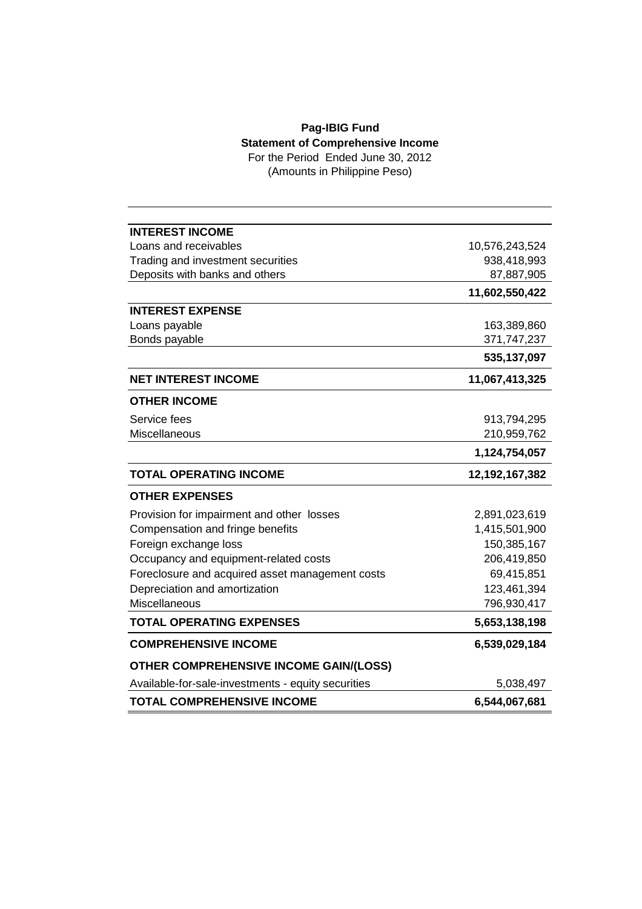**Pag-IBIG Fund**
**Statement of Comprehensive Income**
For the Period Ended June 30, 2012
(Amounts in Philippine Peso)

| | |
|---|---:|
| **INTEREST INCOME** | |
| Loans and receivables | 10,576,243,524 |
| Trading and investment securities | 938,418,993 |
| Deposits with banks and others | 87,887,905 |
| | **11,602,550,422** |
| **INTEREST EXPENSE** | |
| Loans payable | 163,389,860 |
| Bonds payable | 371,747,237 |
| | **535,137,097** |
| **NET INTEREST INCOME** | **11,067,413,325** |
| **OTHER INCOME** | |
| Service fees | 913,794,295 |
| Miscellaneous | 210,959,762 |
| | **1,124,754,057** |
| **TOTAL OPERATING INCOME** | **12,192,167,382** |
| **OTHER EXPENSES** | |
| Provision for impairment and other losses | 2,891,023,619 |
| Compensation and fringe benefits | 1,415,501,900 |
| Foreign exchange loss | 150,385,167 |
| Occupancy and equipment-related costs | 206,419,850 |
| Foreclosure and acquired asset management costs | 69,415,851 |
| Depreciation and amortization | 123,461,394 |
| Miscellaneous | 796,930,417 |
| **TOTAL OPERATING EXPENSES** | **5,653,138,198** |
| **COMPREHENSIVE INCOME** | **6,539,029,184** |
| **OTHER COMPREHENSIVE INCOME GAIN/(LOSS)** | |
| Available-for-sale-investments - equity securities | 5,038,497 |
| **TOTAL COMPREHENSIVE INCOME** | **6,544,067,681** |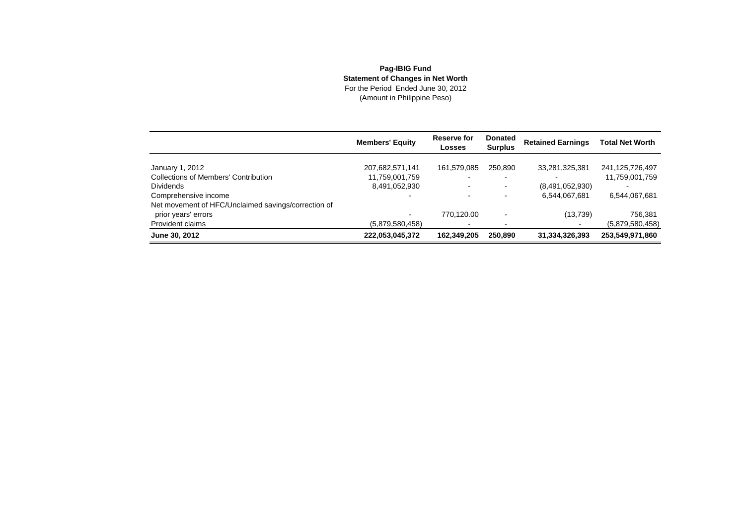**Pag-IBIG Fund**
**Statement of Changes in Net Worth**
For the Period Ended June 30, 2012
(Amount in Philippine Peso)

| | Members' Equity | Reserve for Losses | Donated Surplus | Retained Earnings | Total Net Worth |
|---|---|---|---|---|---|
| January 1, 2012 | 207,682,571,141 | 161,579,085 | 250,890 | 33,281,325,381 | 241,125,726,497 |
| Collections of Members' Contribution | 11,759,001,759 | - | - | - | 11,759,001,759 |
| Dividends | 8,491,052,930 | - | - | (8,491,052,930) | - |
| Comprehensive income | - | - | - | 6,544,067,681 | 6,544,067,681 |
| Net movement of HFC/Unclaimed savings/correction of prior years' errors | - | 770,120.00 | - | (13,739) | 756,381 |
| Provident claims | (5,879,580,458) | - | - | - | (5,879,580,458) |
| **June 30, 2012** | **222,053,045,372** | **162,349,205** | **250,890** | **31,334,326,393** | **253,549,971,860** |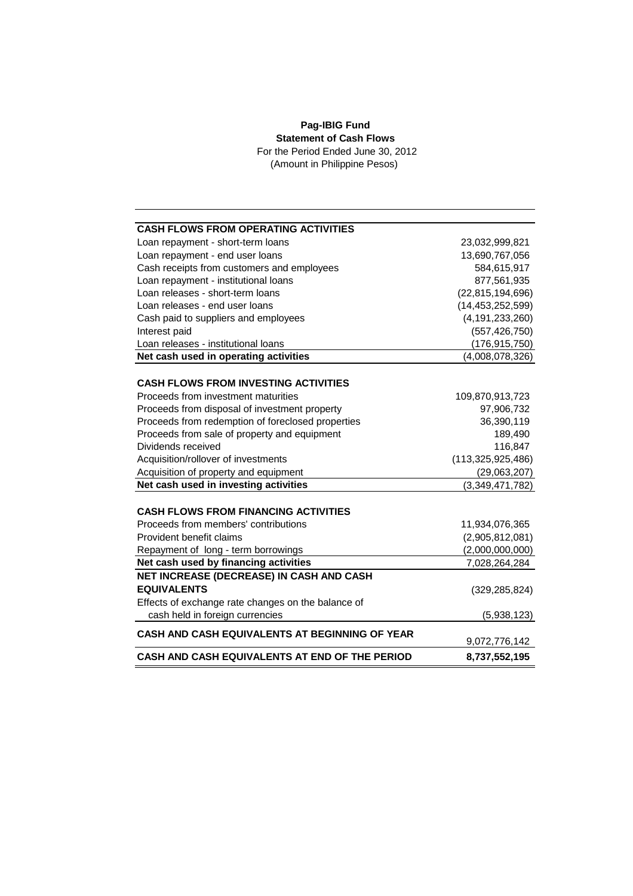**Pag-IBIG Fund**
**Statement of Cash Flows**
For the Period Ended June 30, 2012
(Amount in Philippine Pesos)

| | |
|---|---:|
| **CASH FLOWS FROM OPERATING ACTIVITIES** | |
| Loan repayment - short-term loans | 23,032,999,821 |
| Loan repayment - end user loans | 13,690,767,056 |
| Cash receipts from customers and employees | 584,615,917 |
| Loan repayment - institutional loans | 877,561,935 |
| Loan releases - short-term loans | (22,815,194,696) |
| Loan releases - end user loans | (14,453,252,599) |
| Cash paid to suppliers and employees | (4,191,233,260) |
| Interest paid | (557,426,750) |
| Loan releases - institutional loans | (176,915,750) |
| **Net cash used in operating activities** | (4,008,078,326) |
| | |
| **CASH FLOWS FROM INVESTING ACTIVITIES** | |
| Proceeds from investment maturities | 109,870,913,723 |
| Proceeds from disposal of investment property | 97,906,732 |
| Proceeds from redemption of foreclosed properties | 36,390,119 |
| Proceeds from sale of property and equipment | 189,490 |
| Dividends received | 116,847 |
| Acquisition/rollover of investments | (113,325,925,486) |
| Acquisition of property and equipment | (29,063,207) |
| **Net cash used in investing activities** | (3,349,471,782) |
| | |
| **CASH FLOWS FROM FINANCING ACTIVITIES** | |
| Proceeds from members' contributions | 11,934,076,365 |
| Provident benefit claims | (2,905,812,081) |
| Repayment of long - term borrowings | (2,000,000,000) |
| **Net cash used by financing activities** | 7,028,264,284 |
| **NET INCREASE (DECREASE) IN CASH AND CASH EQUIVALENTS** | (329,285,824) |
| Effects of exchange rate changes on the balance of cash held in foreign currencies | (5,938,123) |
| **CASH AND CASH EQUIVALENTS AT BEGINNING OF YEAR** | 9,072,776,142 |
| **CASH AND CASH EQUIVALENTS AT END OF THE PERIOD** | **8,737,552,195** |